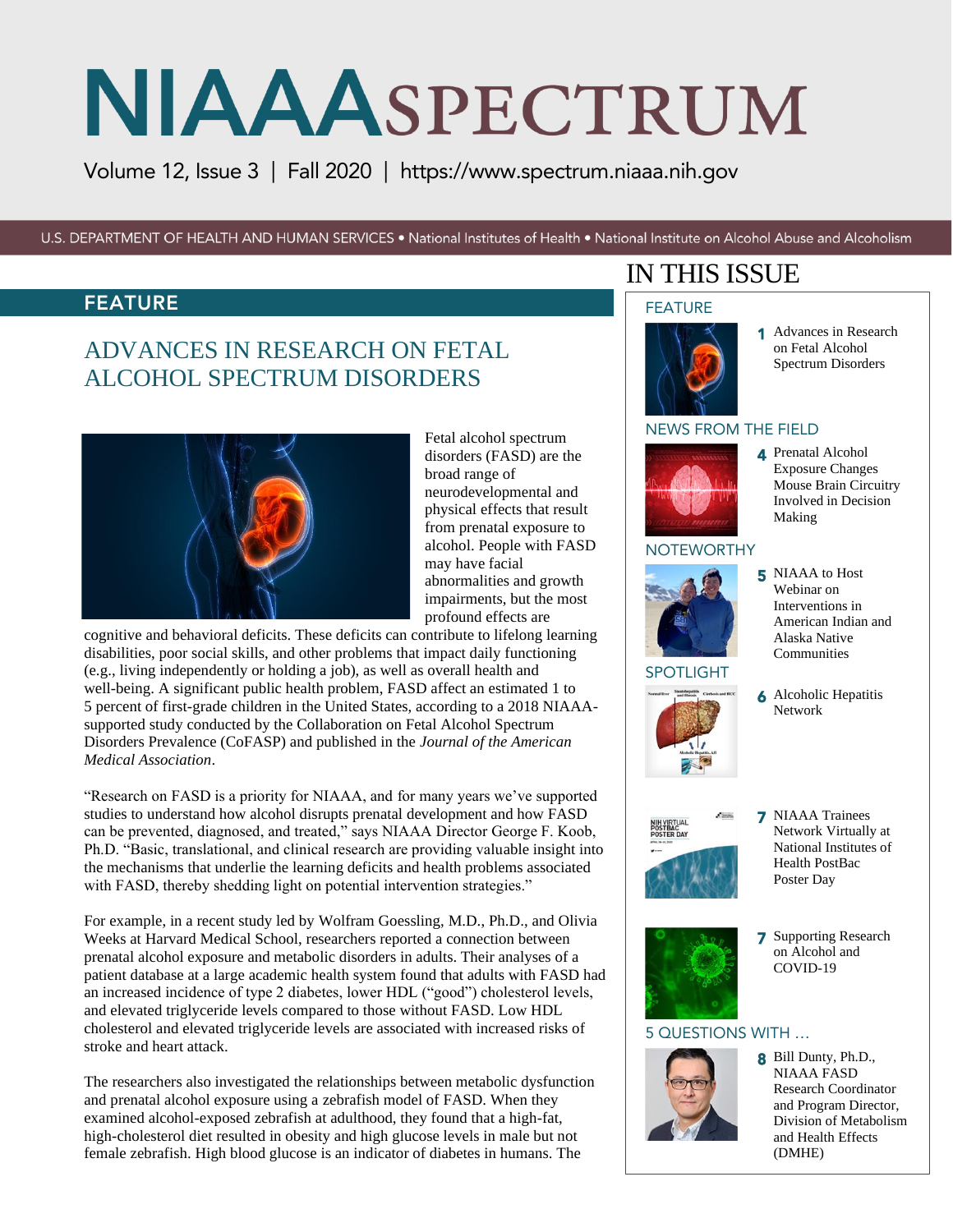# NIAAA SPECTRUM

Volume 12, Issue 3 | Fall 2020 | https://www.spectrum.niaaa.nih.gov

U.S. DEPARTMENT OF HEALTH AND HUMAN SERVICES • National Institutes of Health • National Institute on Alcohol Abuse and Alcoholism

## FEATURE

## ADVANCES IN RESEARCH ON FETAL ALCOHOL SPECTRUM DISORDERS

Fetal alcohol spectrum disorders (FASD) are the broad range of neurodevelopmental and physical effects that result from prenatal exposure to alcohol. People with FASD may have facial abnormalities and growth impairments, but the most profound effects are cognitive and behavioral deficits. These deficits can contribute to lifelong learning disabilities, poor social skills, and other problems that impact daily functioning (e.g., living independently or holding a job), as well as overall health and well-being. A significant public health problem, FASD affect an estimated 1 to 5 percent of first-grade children in the United States, according to a 2018 NIAAA-supported study conducted by the Collaboration on Fetal Alcohol Spectrum Disorders Prevalence (CoFASP) and published in the *Journal of the American Medical Association*.

"Research on FASD is a priority for NIAAA, and for many years we've supported studies to understand how alcohol disrupts prenatal development and how FASD can be prevented, diagnosed, and treated," says NIAAA Director George F. Koob, Ph.D. "Basic, translational, and clinical research are providing valuable insight into the mechanisms that underlie the learning deficits and health problems associated with FASD, thereby shedding light on potential intervention strategies."

For example, in a recent study led by Wolfram Goessling, M.D., Ph.D., and Olivia Weeks at Harvard Medical School, researchers reported a connection between prenatal alcohol exposure and metabolic disorders in adults. Their analyses of a patient database at a large academic health system found that adults with FASD had an increased incidence of type 2 diabetes, lower HDL ("good") cholesterol levels, and elevated triglyceride levels compared to those without FASD. Low HDL cholesterol and elevated triglyceride levels are associated with increased risks of stroke and heart attack.

The researchers also investigated the relationships between metabolic dysfunction and prenatal alcohol exposure using a zebrafish model of FASD. When they examined alcohol-exposed zebrafish at adulthood, they found that a high-fat, high-cholesterol diet resulted in obesity and high glucose levels in male but not female zebrafish. High blood glucose is an indicator of diabetes in humans. The

## IN THIS ISSUE

**FEATURE**

1 Advances in Research on Fetal Alcohol Spectrum Disorders

**NEWS FROM THE FIELD**

4 Prenatal Alcohol Exposure Changes Mouse Brain Circuitry Involved in Decision Making

**NOTEWORTHY**

5 NIAAA to Host Webinar on Interventions in American Indian and Alaska Native Communities

**SPOTLIGHT**

6 Alcoholic Hepatitis Network

7 NIAAA Trainees Network Virtually at National Institutes of Health PostBac Poster Day

7 Supporting Research on Alcohol and COVID-19

**5 QUESTIONS WITH …**

8 Bill Dunty, Ph.D., NIAAA FASD Research Coordinator and Program Director, Division of Metabolism and Health Effects (DMHE)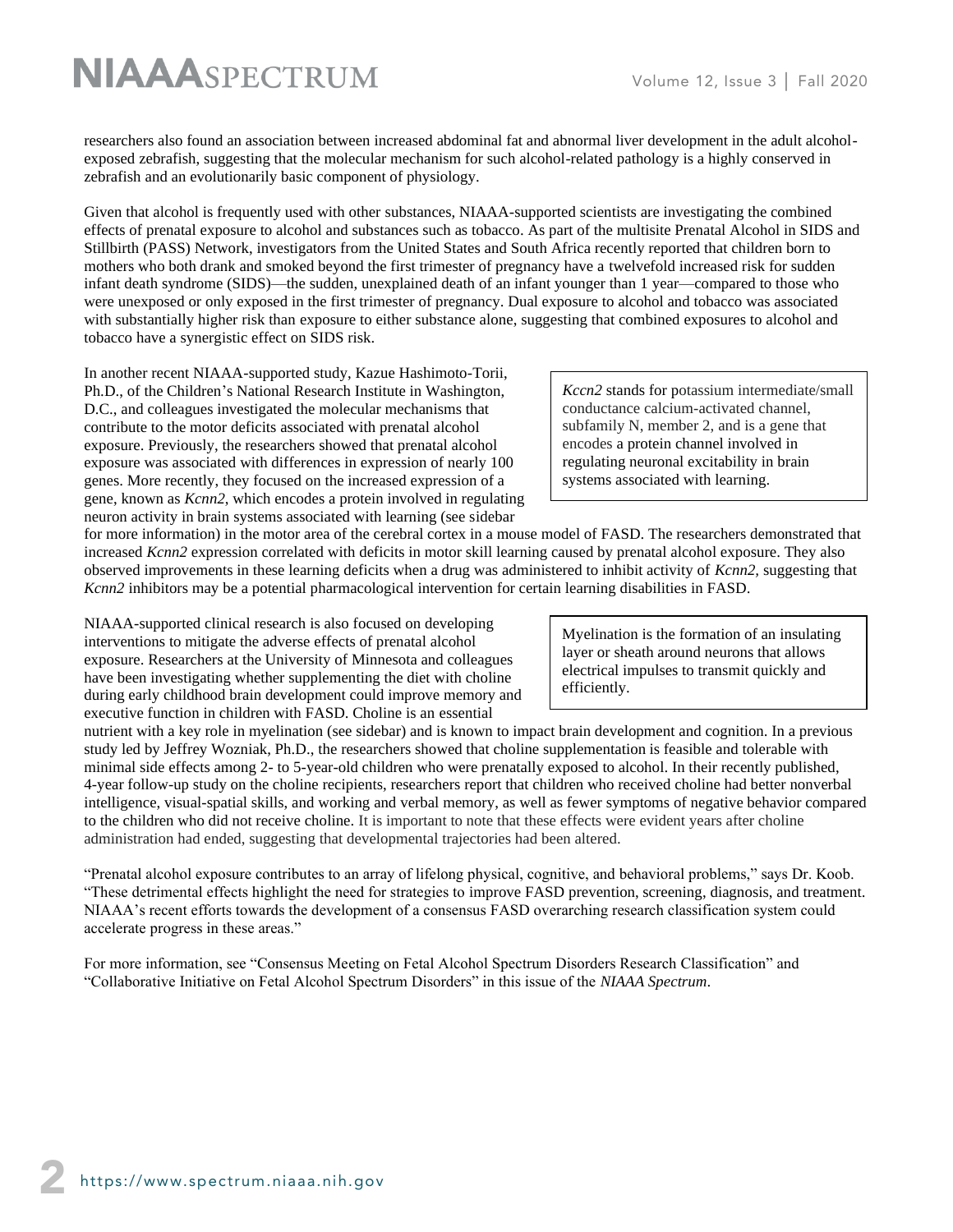researchers also found an association between increased abdominal fat and abnormal liver development in the adult alcohol-exposed zebrafish, suggesting that the molecular mechanism for such alcohol-related pathology is a highly conserved in zebrafish and an evolutionarily basic component of physiology.

Given that alcohol is frequently used with other substances, NIAAA-supported scientists are investigating the combined effects of prenatal exposure to alcohol and substances such as tobacco. As part of the multisite Prenatal Alcohol in SIDS and Stillbirth (PASS) Network, investigators from the United States and South Africa recently reported that children born to mothers who both drank and smoked beyond the first trimester of pregnancy have a twelvefold increased risk for sudden infant death syndrome (SIDS)—the sudden, unexplained death of an infant younger than 1 year—compared to those who were unexposed or only exposed in the first trimester of pregnancy. Dual exposure to alcohol and tobacco was associated with substantially higher risk than exposure to either substance alone, suggesting that combined exposures to alcohol and tobacco have a synergistic effect on SIDS risk.

In another recent NIAAA-supported study, Kazue Hashimoto-Torii, Ph.D., of the Children's National Research Institute in Washington, D.C., and colleagues investigated the molecular mechanisms that contribute to the motor deficits associated with prenatal alcohol exposure. Previously, the researchers showed that prenatal alcohol exposure was associated with differences in expression of nearly 100 genes. More recently, they focused on the increased expression of a gene, known as *Kcnn2,* which encodes a protein involved in regulating neuron activity in brain systems associated with learning (see sidebar for more information) in the motor area of the cerebral cortex in a mouse model of FASD. The researchers demonstrated that increased *Kcnn2* expression correlated with deficits in motor skill learning caused by prenatal alcohol exposure. They also observed improvements in these learning deficits when a drug was administered to inhibit activity of *Kcnn2,* suggesting that *Kcnn2* inhibitors may be a potential pharmacological intervention for certain learning disabilities in FASD.

> *Kccn2* stands for potassium intermediate/small conductance calcium-activated channel, subfamily N, member 2, and is a gene that encodes a protein channel involved in regulating neuronal excitability in brain systems associated with learning.

NIAAA-supported clinical research is also focused on developing interventions to mitigate the adverse effects of prenatal alcohol exposure. Researchers at the University of Minnesota and colleagues have been investigating whether supplementing the diet with choline during early childhood brain development could improve memory and executive function in children with FASD. Choline is an essential nutrient with a key role in myelination (see sidebar) and is known to impact brain development and cognition. In a previous study led by Jeffrey Wozniak, Ph.D., the researchers showed that choline supplementation is feasible and tolerable with minimal side effects among 2- to 5-year-old children who were prenatally exposed to alcohol. In their recently published, 4-year follow-up study on the choline recipients, researchers report that children who received choline had better nonverbal intelligence, visual-spatial skills, and working and verbal memory, as well as fewer symptoms of negative behavior compared to the children who did not receive choline. It is important to note that these effects were evident years after choline administration had ended, suggesting that developmental trajectories had been altered.

> Myelination is the formation of an insulating layer or sheath around neurons that allows electrical impulses to transmit quickly and efficiently.

"Prenatal alcohol exposure contributes to an array of lifelong physical, cognitive, and behavioral problems," says Dr. Koob. "These detrimental effects highlight the need for strategies to improve FASD prevention, screening, diagnosis, and treatment. NIAAA's recent efforts towards the development of a consensus FASD overarching research classification system could accelerate progress in these areas."

For more information, see "Consensus Meeting on Fetal Alcohol Spectrum Disorders Research Classification" and "Collaborative Initiative on Fetal Alcohol Spectrum Disorders" in this issue of the *NIAAA Spectrum*.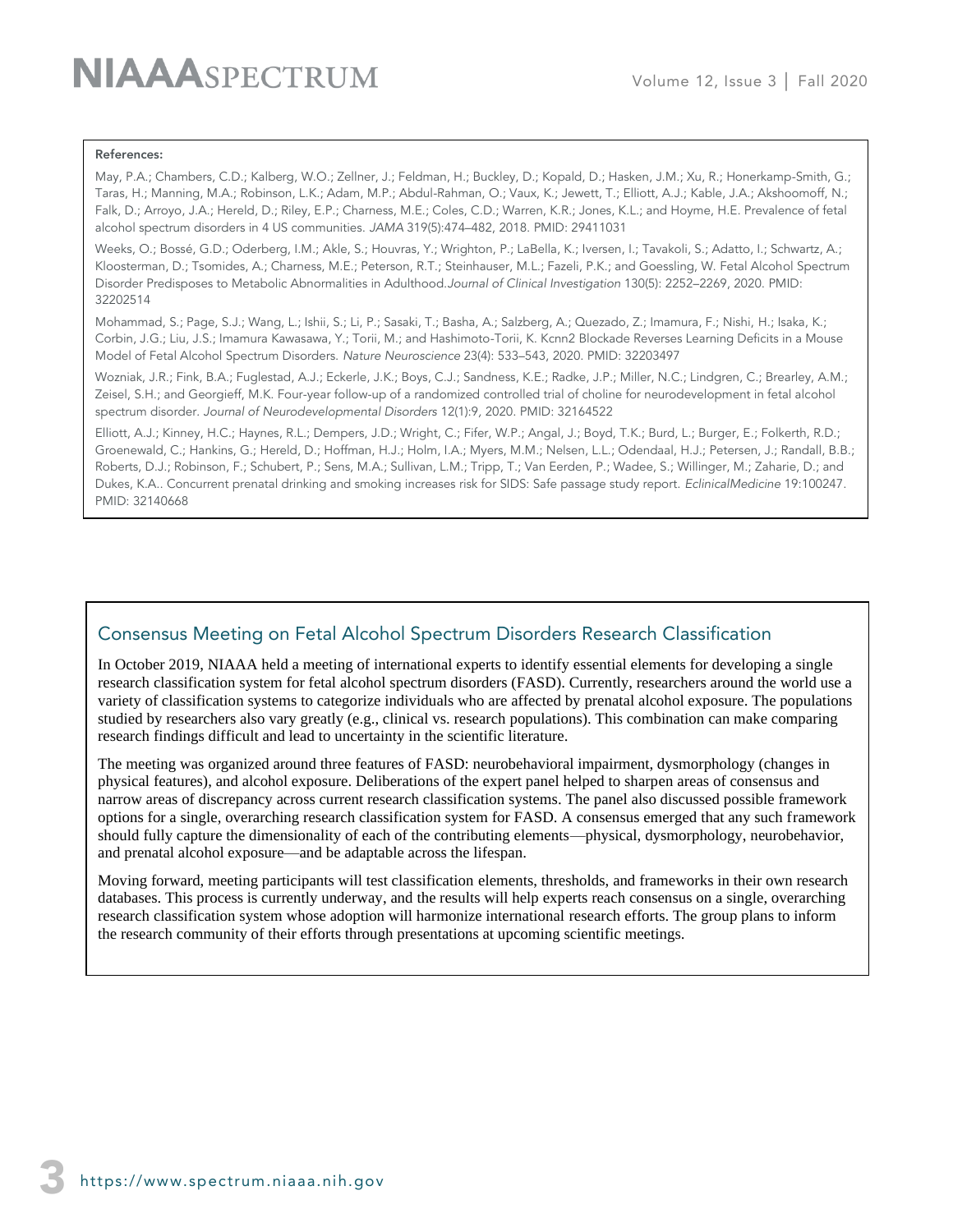**References:**

May, P.A.; Chambers, C.D.; Kalberg, W.O.; Zellner, J.; Feldman, H.; Buckley, D.; Kopald, D.; Hasken, J.M.; Xu, R.; Honerkamp-Smith, G.; Taras, H.; Manning, M.A.; Robinson, L.K.; Adam, M.P.; Abdul-Rahman, O.; Vaux, K.; Jewett, T.; Elliott, A.J.; Kable, J.A.; Akshoomoff, N.; Falk, D.; Arroyo, J.A.; Hereld, D.; Riley, E.P.; Charness, M.E.; Coles, C.D.; Warren, K.R.; Jones, K.L.; and Hoyme, H.E. Prevalence of fetal alcohol spectrum disorders in 4 US communities. *JAMA* 319(5):474–482, 2018. PMID: 29411031

Weeks, O.; Bossé, G.D.; Oderberg, I.M.; Akle, S.; Houvras, Y.; Wrighton, P.; LaBella, K.; Iversen, I.; Tavakoli, S.; Adatto, I.; Schwartz, A.; Kloosterman, D.; Tsomides, A.; Charness, M.E.; Peterson, R.T.; Steinhauser, M.L.; Fazeli, P.K.; and Goessling, W. Fetal Alcohol Spectrum Disorder Predisposes to Metabolic Abnormalities in Adulthood.*Journal of Clinical Investigation* 130(5): 2252–2269, 2020. PMID: 32202514

Mohammad, S.; Page, S.J.; Wang, L.; Ishii, S.; Li, P.; Sasaki, T.; Basha, A.; Salzberg, A.; Quezado, Z.; Imamura, F.; Nishi, H.; Isaka, K.; Corbin, J.G.; Liu, J.S.; Imamura Kawasawa, Y.; Torii, M.; and Hashimoto-Torii, K. Kcnn2 Blockade Reverses Learning Deficits in a Mouse Model of Fetal Alcohol Spectrum Disorders. *Nature Neuroscience* 23(4): 533–543, 2020. PMID: 32203497

Wozniak, J.R.; Fink, B.A.; Fuglestad, A.J.; Eckerle, J.K.; Boys, C.J.; Sandness, K.E.; Radke, J.P.; Miller, N.C.; Lindgren, C.; Brearley, A.M.; Zeisel, S.H.; and Georgieff, M.K. Four-year follow-up of a randomized controlled trial of choline for neurodevelopment in fetal alcohol spectrum disorder. *Journal of Neurodevelopmental Disorders* 12(1):9, 2020. PMID: 32164522

Elliott, A.J.; Kinney, H.C.; Haynes, R.L.; Dempers, J.D.; Wright, C.; Fifer, W.P.; Angal, J.; Boyd, T.K.; Burd, L.; Burger, E.; Folkerth, R.D.; Groenewald, C.; Hankins, G.; Hereld, D.; Hoffman, H.J.; Holm, I.A.; Myers, M.M.; Nelsen, L.L.; Odendaal, H.J.; Petersen, J.; Randall, B.B.; Roberts, D.J.; Robinson, F.; Schubert, P.; Sens, M.A.; Sullivan, L.M.; Tripp, T.; Van Eerden, P.; Wadee, S.; Willinger, M.; Zaharie, D.; and Dukes, K.A.. Concurrent prenatal drinking and smoking increases risk for SIDS: Safe passage study report. *EclinicalMedicine* 19:100247. PMID: 32140668

## Consensus Meeting on Fetal Alcohol Spectrum Disorders Research Classification

In October 2019, NIAAA held a meeting of international experts to identify essential elements for developing a single research classification system for fetal alcohol spectrum disorders (FASD). Currently, researchers around the world use a variety of classification systems to categorize individuals who are affected by prenatal alcohol exposure. The populations studied by researchers also vary greatly (e.g., clinical vs. research populations). This combination can make comparing research findings difficult and lead to uncertainty in the scientific literature.

The meeting was organized around three features of FASD: neurobehavioral impairment, dysmorphology (changes in physical features), and alcohol exposure. Deliberations of the expert panel helped to sharpen areas of consensus and narrow areas of discrepancy across current research classification systems. The panel also discussed possible framework options for a single, overarching research classification system for FASD. A consensus emerged that any such framework should fully capture the dimensionality of each of the contributing elements—physical, dysmorphology, neurobehavior, and prenatal alcohol exposure—and be adaptable across the lifespan.

Moving forward, meeting participants will test classification elements, thresholds, and frameworks in their own research databases. This process is currently underway, and the results will help experts reach consensus on a single, overarching research classification system whose adoption will harmonize international research efforts. The group plans to inform the research community of their efforts through presentations at upcoming scientific meetings.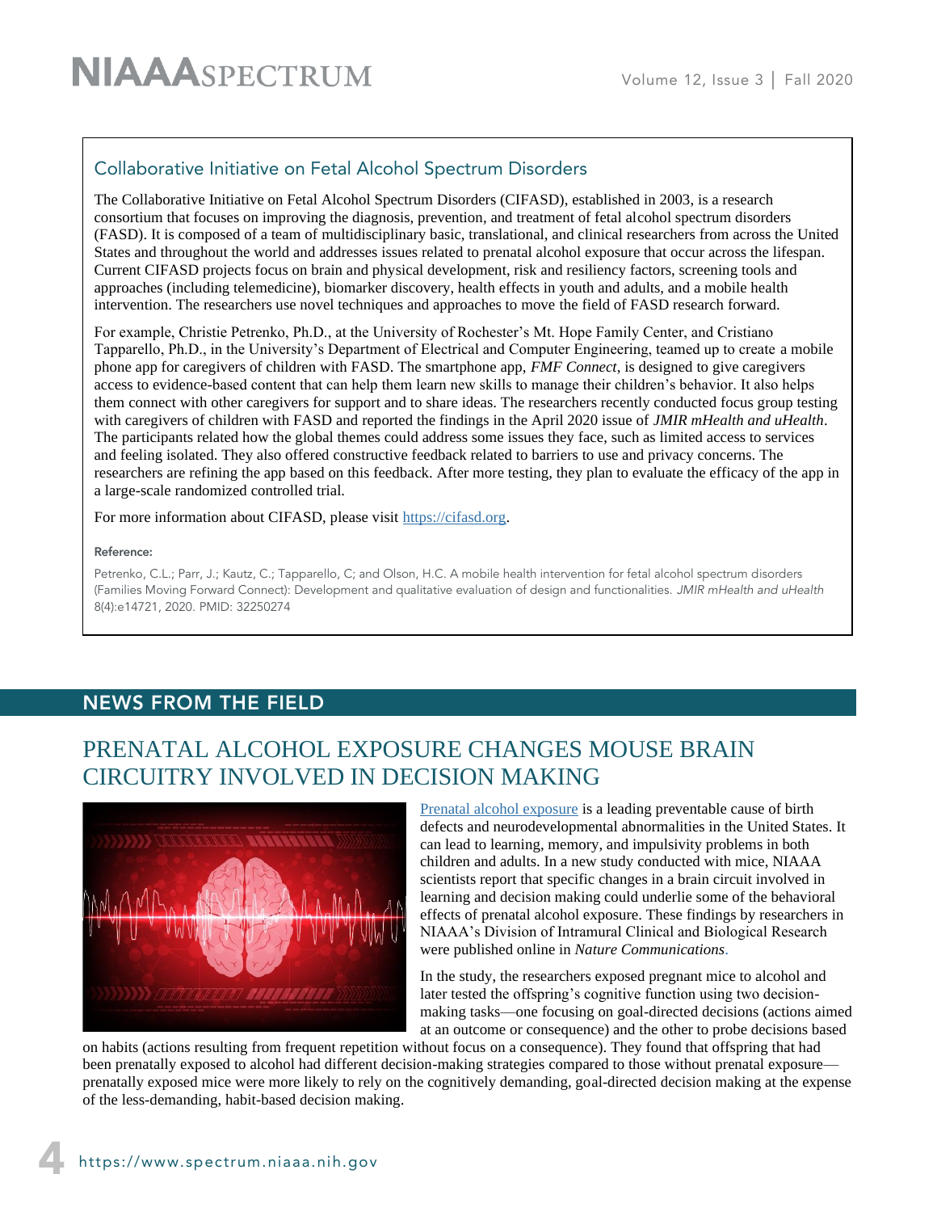## Collaborative Initiative on Fetal Alcohol Spectrum Disorders

The Collaborative Initiative on Fetal Alcohol Spectrum Disorders (CIFASD), established in 2003, is a research consortium that focuses on improving the diagnosis, prevention, and treatment of fetal alcohol spectrum disorders (FASD). It is composed of a team of multidisciplinary basic, translational, and clinical researchers from across the United States and throughout the world and addresses issues related to prenatal alcohol exposure that occur across the lifespan. Current CIFASD projects focus on brain and physical development, risk and resiliency factors, screening tools and approaches (including telemedicine), biomarker discovery, health effects in youth and adults, and a mobile health intervention. The researchers use novel techniques and approaches to move the field of FASD research forward.

For example, Christie Petrenko, Ph.D., at the University of Rochester's Mt. Hope Family Center, and Cristiano Tapparello, Ph.D., in the University's Department of Electrical and Computer Engineering, teamed up to create a mobile phone app for caregivers of children with FASD. The smartphone app, *FMF Connect*, is designed to give caregivers access to evidence-based content that can help them learn new skills to manage their children's behavior. It also helps them connect with other caregivers for support and to share ideas. The researchers recently conducted focus group testing with caregivers of children with FASD and reported the findings in the April 2020 issue of *JMIR mHealth and uHealth*. The participants related how the global themes could address some issues they face, such as limited access to services and feeling isolated. They also offered constructive feedback related to barriers to use and privacy concerns. The researchers are refining the app based on this feedback. After more testing, they plan to evaluate the efficacy of the app in a large-scale randomized controlled trial.

For more information about CIFASD, please visit [https://cifasd.org](https://cifasd.org).

**Reference:**

Petrenko, C.L.; Parr, J.; Kautz, C.; Tapparello, C; and Olson, H.C. A mobile health intervention for fetal alcohol spectrum disorders (Families Moving Forward Connect): Development and qualitative evaluation of design and functionalities. *JMIR mHealth and uHealth* 8(4):e14721, 2020. PMID: 32250274

## NEWS FROM THE FIELD

# PRENATAL ALCOHOL EXPOSURE CHANGES MOUSE BRAIN CIRCUITRY INVOLVED IN DECISION MAKING

[Prenatal alcohol exposure](#) is a leading preventable cause of birth defects and neurodevelopmental abnormalities in the United States. It can lead to learning, memory, and impulsivity problems in both children and adults. In a new study conducted with mice, NIAAA scientists report that specific changes in a brain circuit involved in learning and decision making could underlie some of the behavioral effects of prenatal alcohol exposure. These findings by researchers in NIAAA's Division of Intramural Clinical and Biological Research were published online in *Nature Communications*.

In the study, the researchers exposed pregnant mice to alcohol and later tested the offspring's cognitive function using two decision-making tasks—one focusing on goal-directed decisions (actions aimed at an outcome or consequence) and the other to probe decisions based on habits (actions resulting from frequent repetition without focus on a consequence). They found that offspring that had been prenatally exposed to alcohol had different decision-making strategies compared to those without prenatal exposure—prenatally exposed mice were more likely to rely on the cognitively demanding, goal-directed decision making at the expense of the less-demanding, habit-based decision making.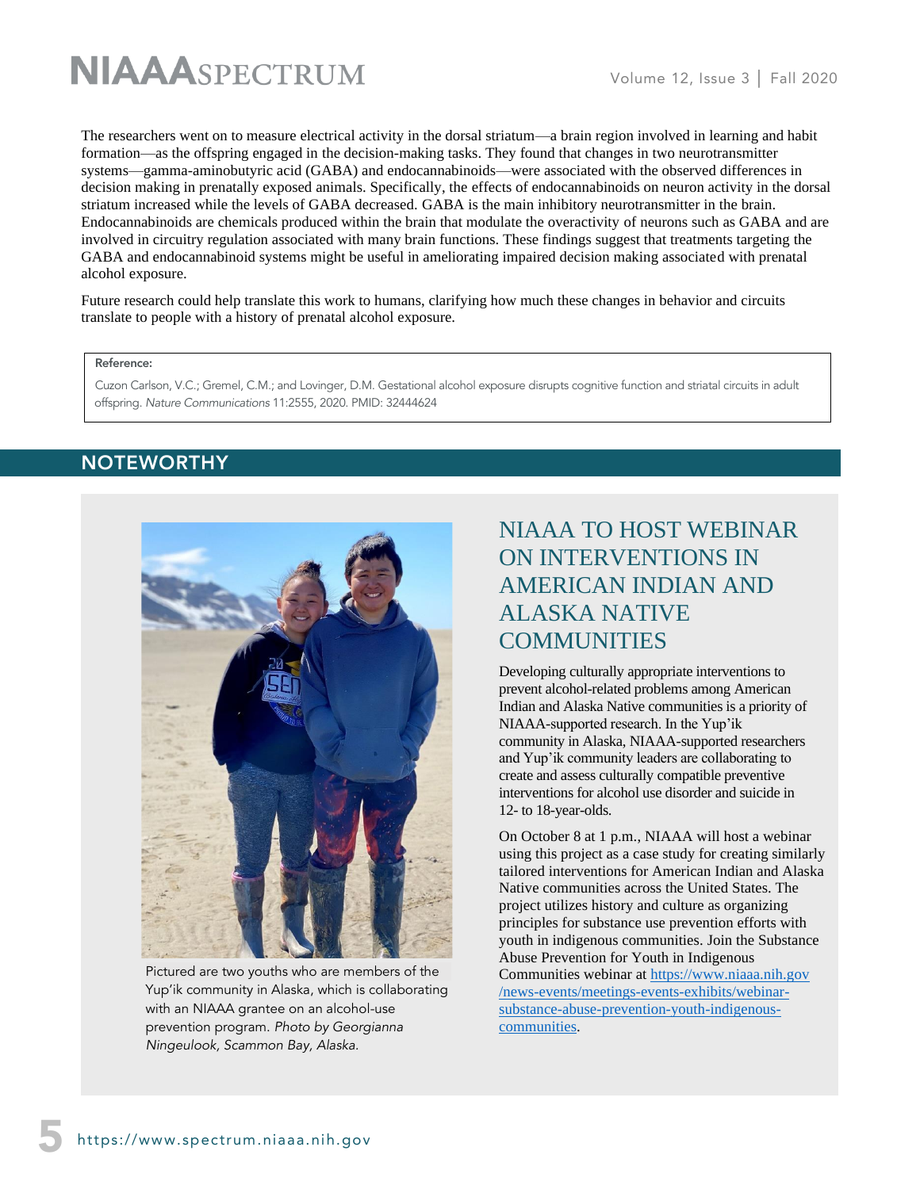The researchers went on to measure electrical activity in the dorsal striatum—a brain region involved in learning and habit formation—as the offspring engaged in the decision-making tasks. They found that changes in two neurotransmitter systems—gamma-aminobutyric acid (GABA) and endocannabinoids—were associated with the observed differences in decision making in prenatally exposed animals. Specifically, the effects of endocannabinoids on neuron activity in the dorsal striatum increased while the levels of GABA decreased. GABA is the main inhibitory neurotransmitter in the brain. Endocannabinoids are chemicals produced within the brain that modulate the overactivity of neurons such as GABA and are involved in circuitry regulation associated with many brain functions. These findings suggest that treatments targeting the GABA and endocannabinoid systems might be useful in ameliorating impaired decision making associated with prenatal alcohol exposure.

Future research could help translate this work to humans, clarifying how much these changes in behavior and circuits translate to people with a history of prenatal alcohol exposure.

**Reference:**

Cuzon Carlson, V.C.; Gremel, C.M.; and Lovinger, D.M. Gestational alcohol exposure disrupts cognitive function and striatal circuits in adult offspring. *Nature Communications* 11:2555, 2020. PMID: 32444624

## NOTEWORTHY

Pictured are two youths who are members of the Yup'ik community in Alaska, which is collaborating with an NIAAA grantee on an alcohol-use prevention program. *Photo by Georgianna Ningeulook, Scammon Bay, Alaska.*

### NIAAA TO HOST WEBINAR ON INTERVENTIONS IN AMERICAN INDIAN AND ALASKA NATIVE COMMUNITIES

Developing culturally appropriate interventions to prevent alcohol-related problems among American Indian and Alaska Native communities is a priority of NIAAA-supported research. In the Yup'ik community in Alaska, NIAAA-supported researchers and Yup'ik community leaders are collaborating to create and assess culturally compatible preventive interventions for alcohol use disorder and suicide in 12- to 18-year-olds.

On October 8 at 1 p.m., NIAAA will host a webinar using this project as a case study for creating similarly tailored interventions for American Indian and Alaska Native communities across the United States. The project utilizes history and culture as organizing principles for substance use prevention efforts with youth in indigenous communities. Join the Substance Abuse Prevention for Youth in Indigenous Communities webinar at https://www.niaaa.nih.gov/news-events/meetings-events-exhibits/webinar-substance-abuse-prevention-youth-indigenous-communities.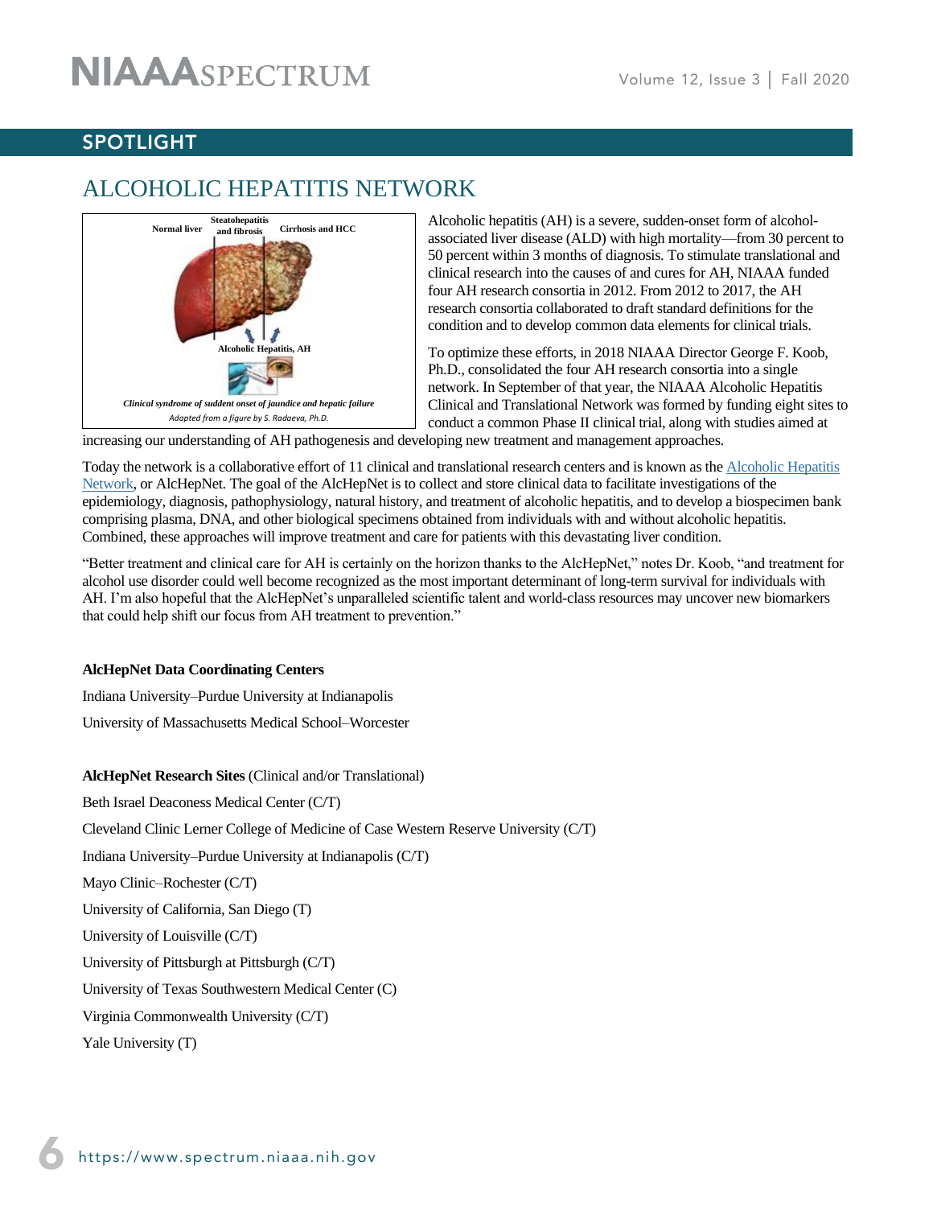## SPOTLIGHT

# ALCOHOLIC HEPATITIS NETWORK

Normal liver | Steatohepatitis and fibrosis | Cirrhosis and HCC

Alcoholic Hepatitis, AH

*Clinical syndrome of suddent onset of jaundice and hepatic failure*

*Adapted from a figure by S. Radaeva, Ph.D.*

Alcoholic hepatitis (AH) is a severe, sudden-onset form of alcohol-associated liver disease (ALD) with high mortality—from 30 percent to 50 percent within 3 months of diagnosis. To stimulate translational and clinical research into the causes of and cures for AH, NIAAA funded four AH research consortia in 2012. From 2012 to 2017, the AH research consortia collaborated to draft standard definitions for the condition and to develop common data elements for clinical trials.

To optimize these efforts, in 2018 NIAAA Director George F. Koob, Ph.D., consolidated the four AH research consortia into a single network. In September of that year, the NIAAA Alcoholic Hepatitis Clinical and Translational Network was formed by funding eight sites to conduct a common Phase II clinical trial, along with studies aimed at increasing our understanding of AH pathogenesis and developing new treatment and management approaches.

Today the network is a collaborative effort of 11 clinical and translational research centers and is known as the Alcoholic Hepatitis Network, or AlcHepNet. The goal of the AlcHepNet is to collect and store clinical data to facilitate investigations of the epidemiology, diagnosis, pathophysiology, natural history, and treatment of alcoholic hepatitis, and to develop a biospecimen bank comprising plasma, DNA, and other biological specimens obtained from individuals with and without alcoholic hepatitis. Combined, these approaches will improve treatment and care for patients with this devastating liver condition.

"Better treatment and clinical care for AH is certainly on the horizon thanks to the AlcHepNet," notes Dr. Koob, "and treatment for alcohol use disorder could well become recognized as the most important determinant of long-term survival for individuals with AH. I'm also hopeful that the AlcHepNet's unparalleled scientific talent and world-class resources may uncover new biomarkers that could help shift our focus from AH treatment to prevention."

**AlcHepNet Data Coordinating Centers**

Indiana University–Purdue University at Indianapolis

University of Massachusetts Medical School–Worcester

**AlcHepNet Research Sites** (Clinical and/or Translational)

Beth Israel Deaconess Medical Center (C/T)

Cleveland Clinic Lerner College of Medicine of Case Western Reserve University (C/T)

Indiana University–Purdue University at Indianapolis (C/T)

Mayo Clinic–Rochester (C/T)

University of California, San Diego (T)

University of Louisville (C/T)

University of Pittsburgh at Pittsburgh (C/T)

University of Texas Southwestern Medical Center (C)

Virginia Commonwealth University (C/T)

Yale University (T)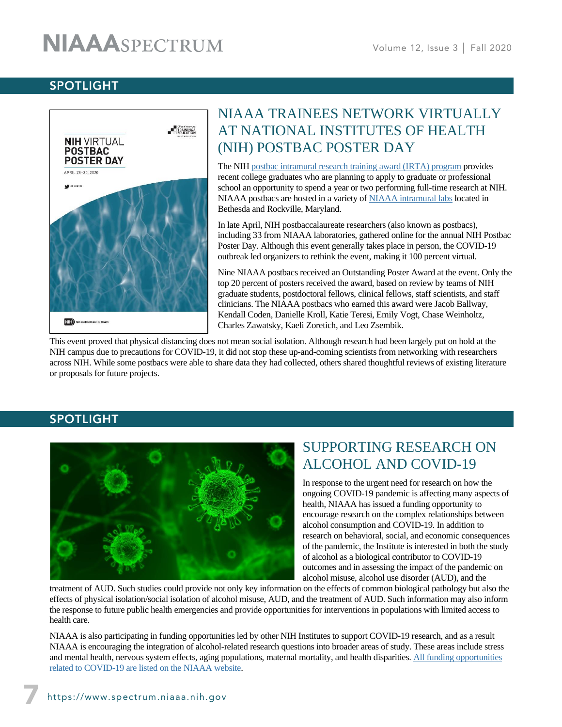## SPOTLIGHT

# NIAAA TRAINEES NETWORK VIRTUALLY AT NATIONAL INSTITUTES OF HEALTH (NIH) POSTBAC POSTER DAY

The NIH [postbac intramural research training award (IRTA) program] provides recent college graduates who are planning to apply to graduate or professional school an opportunity to spend a year or two performing full-time research at NIH. NIAAA postbacs are hosted in a variety of [NIAAA intramural labs] located in Bethesda and Rockville, Maryland.

In late April, NIH postbaccalaureate researchers (also known as postbacs), including 33 from NIAAA laboratories, gathered online for the annual NIH Postbac Poster Day. Although this event generally takes place in person, the COVID-19 outbreak led organizers to rethink the event, making it 100 percent virtual.

Nine NIAAA postbacs received an Outstanding Poster Award at the event. Only the top 20 percent of posters received the award, based on review by teams of NIH graduate students, postdoctoral fellows, clinical fellows, staff scientists, and staff clinicians. The NIAAA postbacs who earned this award were Jacob Ballway, Kendall Coden, Danielle Kroll, Katie Teresi, Emily Vogt, Chase Weinholtz, Charles Zawatsky, Kaeli Zoretich, and Leo Zsembik.

This event proved that physical distancing does not mean social isolation. Although research had been largely put on hold at the NIH campus due to precautions for COVID-19, it did not stop these up-and-coming scientists from networking with researchers across NIH. While some postbacs were able to share data they had collected, others shared thoughtful reviews of existing literature or proposals for future projects.

## SPOTLIGHT

# SUPPORTING RESEARCH ON ALCOHOL AND COVID-19

In response to the urgent need for research on how the ongoing COVID-19 pandemic is affecting many aspects of health, NIAAA has issued a funding opportunity to encourage research on the complex relationships between alcohol consumption and COVID-19. In addition to research on behavioral, social, and economic consequences of the pandemic, the Institute is interested in both the study of alcohol as a biological contributor to COVID-19 outcomes and in assessing the impact of the pandemic on alcohol misuse, alcohol use disorder (AUD), and the treatment of AUD. Such studies could provide not only key information on the effects of common biological pathology but also the effects of physical isolation/social isolation of alcohol misuse, AUD, and the treatment of AUD. Such information may also inform the response to future public health emergencies and provide opportunities for interventions in populations with limited access to health care.

NIAAA is also participating in funding opportunities led by other NIH Institutes to support COVID-19 research, and as a result NIAAA is encouraging the integration of alcohol-related research questions into broader areas of study. These areas include stress and mental health, nervous system effects, aging populations, maternal mortality, and health disparities. [All funding opportunities related to COVID-19 are listed on the NIAAA website].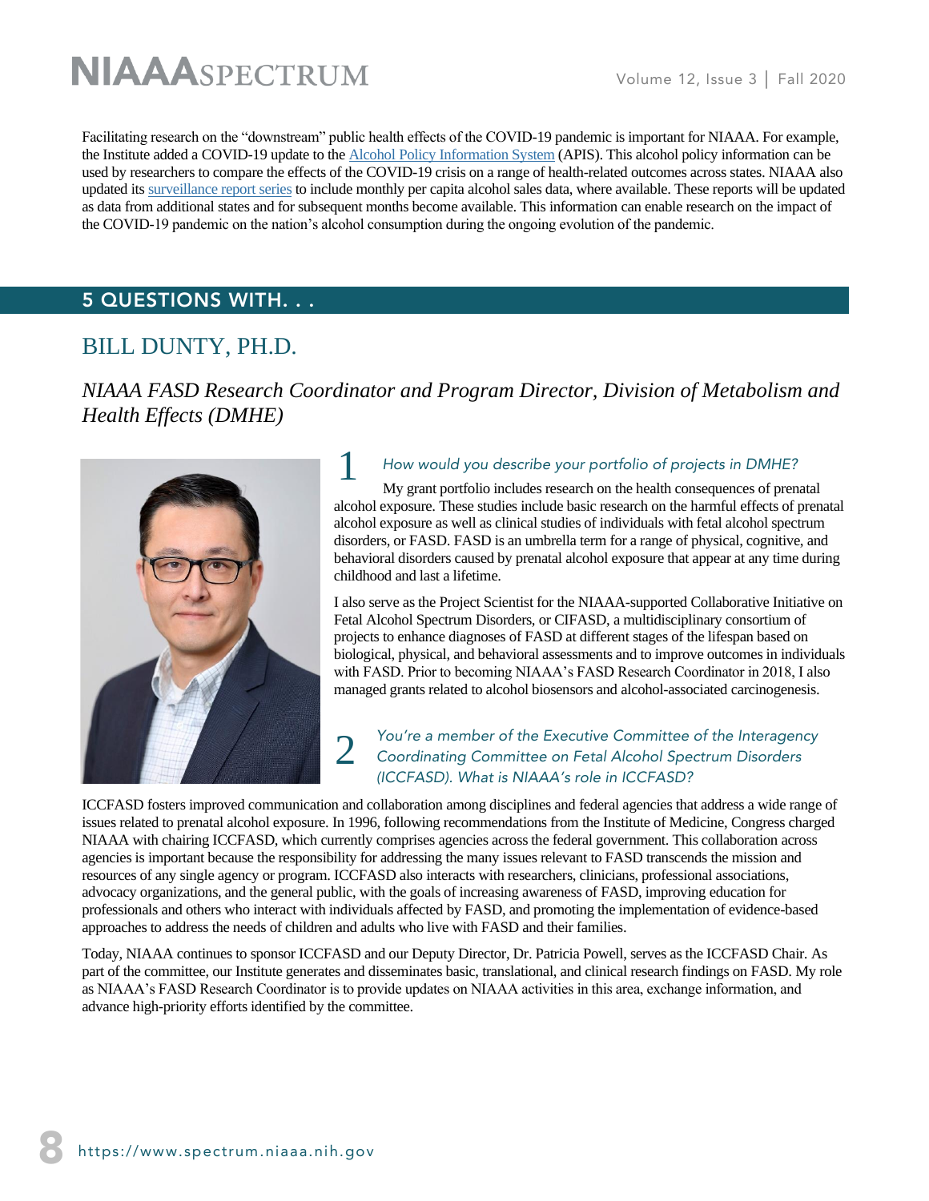Facilitating research on the "downstream" public health effects of the COVID-19 pandemic is important for NIAAA. For example, the Institute added a COVID-19 update to the Alcohol Policy Information System (APIS). This alcohol policy information can be used by researchers to compare the effects of the COVID-19 crisis on a range of health-related outcomes across states. NIAAA also updated its surveillance report series to include monthly per capita alcohol sales data, where available. These reports will be updated as data from additional states and for subsequent months become available. This information can enable research on the impact of the COVID-19 pandemic on the nation's alcohol consumption during the ongoing evolution of the pandemic.

## 5 QUESTIONS WITH. . .

## BILL DUNTY, PH.D.

*NIAAA FASD Research Coordinator and Program Director, Division of Metabolism and Health Effects (DMHE)*

### 1 *How would you describe your portfolio of projects in DMHE?*

My grant portfolio includes research on the health consequences of prenatal alcohol exposure. These studies include basic research on the harmful effects of prenatal alcohol exposure as well as clinical studies of individuals with fetal alcohol spectrum disorders, or FASD. FASD is an umbrella term for a range of physical, cognitive, and behavioral disorders caused by prenatal alcohol exposure that appear at any time during childhood and last a lifetime.

I also serve as the Project Scientist for the NIAAA-supported Collaborative Initiative on Fetal Alcohol Spectrum Disorders, or CIFASD, a multidisciplinary consortium of projects to enhance diagnoses of FASD at different stages of the lifespan based on biological, physical, and behavioral assessments and to improve outcomes in individuals with FASD. Prior to becoming NIAAA's FASD Research Coordinator in 2018, I also managed grants related to alcohol biosensors and alcohol-associated carcinogenesis.

### 2 *You're a member of the Executive Committee of the Interagency Coordinating Committee on Fetal Alcohol Spectrum Disorders (ICCFASD). What is NIAAA's role in ICCFASD?*

ICCFASD fosters improved communication and collaboration among disciplines and federal agencies that address a wide range of issues related to prenatal alcohol exposure. In 1996, following recommendations from the Institute of Medicine, Congress charged NIAAA with chairing ICCFASD, which currently comprises agencies across the federal government. This collaboration across agencies is important because the responsibility for addressing the many issues relevant to FASD transcends the mission and resources of any single agency or program. ICCFASD also interacts with researchers, clinicians, professional associations, advocacy organizations, and the general public, with the goals of increasing awareness of FASD, improving education for professionals and others who interact with individuals affected by FASD, and promoting the implementation of evidence-based approaches to address the needs of children and adults who live with FASD and their families.

Today, NIAAA continues to sponsor ICCFASD and our Deputy Director, Dr. Patricia Powell, serves as the ICCFASD Chair. As part of the committee, our Institute generates and disseminates basic, translational, and clinical research findings on FASD. My role as NIAAA's FASD Research Coordinator is to provide updates on NIAAA activities in this area, exchange information, and advance high-priority efforts identified by the committee.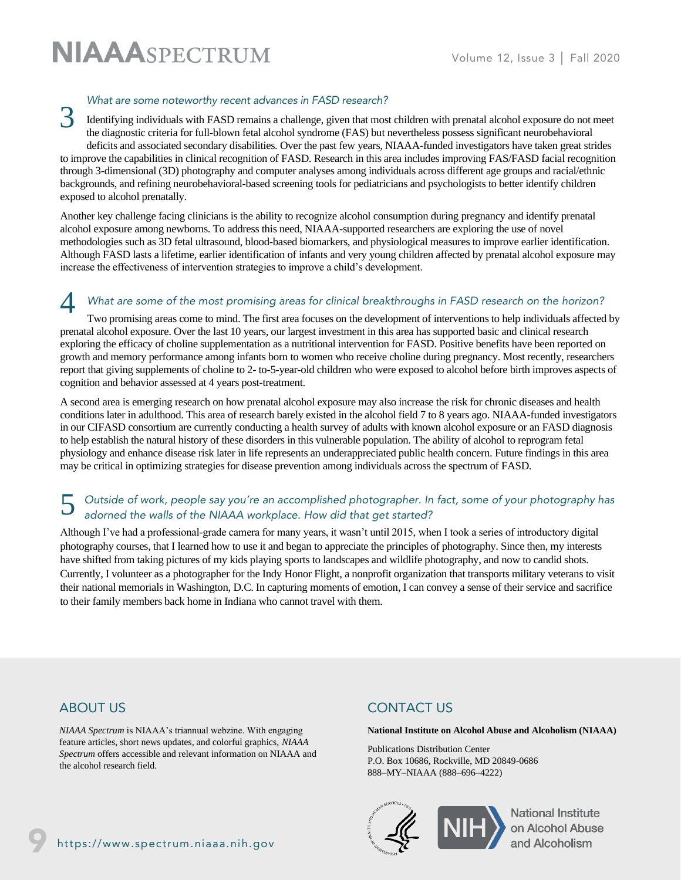## 3 *What are some noteworthy recent advances in FASD research?*

Identifying individuals with FASD remains a challenge, given that most children with prenatal alcohol exposure do not meet the diagnostic criteria for full-blown fetal alcohol syndrome (FAS) but nevertheless possess significant neurobehavioral deficits and associated secondary disabilities. Over the past few years, NIAAA-funded investigators have taken great strides to improve the capabilities in clinical recognition of FASD. Research in this area includes improving FAS/FASD facial recognition through 3-dimensional (3D) photography and computer analyses among individuals across different age groups and racial/ethnic backgrounds, and refining neurobehavioral-based screening tools for pediatricians and psychologists to better identify children exposed to alcohol prenatally.

Another key challenge facing clinicians is the ability to recognize alcohol consumption during pregnancy and identify prenatal alcohol exposure among newborns. To address this need, NIAAA-supported researchers are exploring the use of novel methodologies such as 3D fetal ultrasound, blood-based biomarkers, and physiological measures to improve earlier identification. Although FASD lasts a lifetime, earlier identification of infants and very young children affected by prenatal alcohol exposure may increase the effectiveness of intervention strategies to improve a child's development.

## 4 *What are some of the most promising areas for clinical breakthroughs in FASD research on the horizon?*

Two promising areas come to mind. The first area focuses on the development of interventions to help individuals affected by prenatal alcohol exposure. Over the last 10 years, our largest investment in this area has supported basic and clinical research exploring the efficacy of choline supplementation as a nutritional intervention for FASD. Positive benefits have been reported on growth and memory performance among infants born to women who receive choline during pregnancy. Most recently, researchers report that giving supplements of choline to 2- to-5-year-old children who were exposed to alcohol before birth improves aspects of cognition and behavior assessed at 4 years post-treatment.

A second area is emerging research on how prenatal alcohol exposure may also increase the risk for chronic diseases and health conditions later in adulthood. This area of research barely existed in the alcohol field 7 to 8 years ago. NIAAA-funded investigators in our CIFASD consortium are currently conducting a health survey of adults with known alcohol exposure or an FASD diagnosis to help establish the natural history of these disorders in this vulnerable population. The ability of alcohol to reprogram fetal physiology and enhance disease risk later in life represents an underappreciated public health concern. Future findings in this area may be critical in optimizing strategies for disease prevention among individuals across the spectrum of FASD.

## 5 *Outside of work, people say you're an accomplished photographer. In fact, some of your photography has adorned the walls of the NIAAA workplace. How did that get started?*

Although I've had a professional-grade camera for many years, it wasn't until 2015, when I took a series of introductory digital photography courses, that I learned how to use it and began to appreciate the principles of photography. Since then, my interests have shifted from taking pictures of my kids playing sports to landscapes and wildlife photography, and now to candid shots. Currently, I volunteer as a photographer for the Indy Honor Flight, a nonprofit organization that transports military veterans to visit their national memorials in Washington, D.C. In capturing moments of emotion, I can convey a sense of their service and sacrifice to their family members back home in Indiana who cannot travel with them.

## ABOUT US

*NIAAA Spectrum* is NIAAA's triannual webzine. With engaging feature articles, short news updates, and colorful graphics, *NIAAA Spectrum* offers accessible and relevant information on NIAAA and the alcohol research field.

## CONTACT US

**National Institute on Alcohol Abuse and Alcoholism (NIAAA)**

Publications Distribution Center
P.O. Box 10686, Rockville, MD 20849-0686
888–MY–NIAAA (888–696–4222)

National Institute on Alcohol Abuse and Alcoholism

https://www.spectrum.niaaa.nih.gov